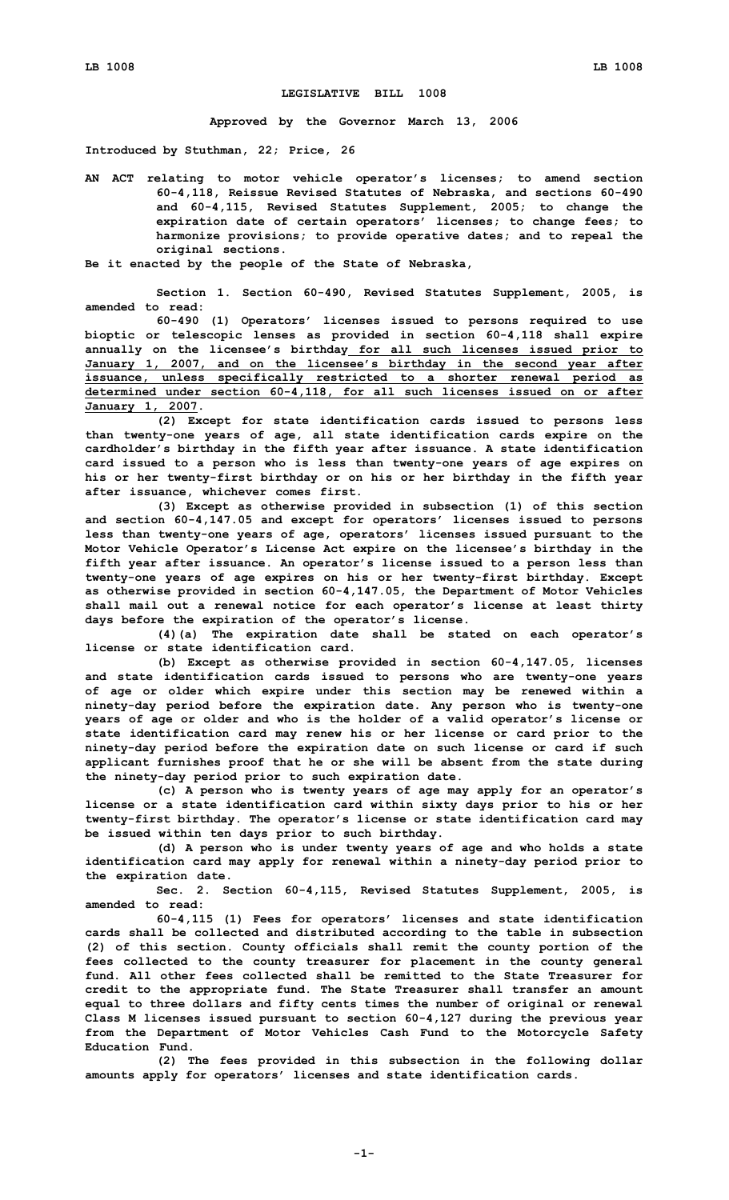# LEGISLATIVE BILL 1008

**Approved by the Governor March 13, 2006**

**Introduced by Stuthman, 22; Price, 26**

**AN ACT relating to motor vehicle operator's licenses; to amend section 60-4,118, Reissue Revised Statutes of Nebraska, and sections 60-490 and 60-4,115, Revised Statutes Supplement, 2005; to change the expiration date of certain operators' licenses; to change fees; to harmonize provisions; to provide operative dates; and to repeal the original sections.**

**Be it enacted by the people of the State of Nebraska,**

**Section 1. Section 60-490, Revised Statutes Supplement, 2005, is amended to read:**

**60-490 (1) Operators' licenses issued to persons required to use bioptic or telescopic lenses as provided in section 60-4,118 shall expire annually on the licensee's birthday for all such licenses issued prior to January 1, 2007, and on the licensee's birthday in the second year after issuance, unless specifically restricted to a shorter renewal period as determined under section 60-4,118, for all such licenses issued on or after January 1, 2007.**

**(2) Except for state identification cards issued to persons less than twenty-one years of age, all state identification cards expire on the cardholder's birthday in the fifth year after issuance. A state identification card issued to a person who is less than twenty-one years of age expires on his or her twenty-first birthday or on his or her birthday in the fifth year after issuance, whichever comes first.**

**(3) Except as otherwise provided in subsection (1) of this section and section 60-4,147.05 and except for operators' licenses issued to persons less than twenty-one years of age, operators' licenses issued pursuant to the Motor Vehicle Operator's License Act expire on the licensee's birthday in the fifth year after issuance. An operator's license issued to a person less than twenty-one years of age expires on his or her twenty-first birthday. Except as otherwise provided in section 60-4,147.05, the Department of Motor Vehicles shall mail out a renewal notice for each operator's license at least thirty days before the expiration of the operator's license.**

**(4)(a) The expiration date shall be stated on each operator's license or state identification card.**

**(b) Except as otherwise provided in section 60-4,147.05, licenses and state identification cards issued to persons who are twenty-one years of age or older which expire under this section may be renewed within a ninety-day period before the expiration date. Any person who is twenty-one years of age or older and who is the holder of a valid operator's license or state identification card may renew his or her license or card prior to the ninety-day period before the expiration date on such license or card if such applicant furnishes proof that he or she will be absent from the state during the ninety-day period prior to such expiration date.**

**(c) A person who is twenty years of age may apply for an operator's license or a state identification card within sixty days prior to his or her twenty-first birthday. The operator's license or state identification card may be issued within ten days prior to such birthday.**

**(d) A person who is under twenty years of age and who holds a state identification card may apply for renewal within a ninety-day period prior to the expiration date.**

**Sec. 2. Section 60-4,115, Revised Statutes Supplement, 2005, is amended to read:**

**60-4,115 (1) Fees for operators' licenses and state identification cards shall be collected and distributed according to the table in subsection (2) of this section. County officials shall remit the county portion of the fees collected to the county treasurer for placement in the county general fund. All other fees collected shall be remitted to the State Treasurer for credit to the appropriate fund. The State Treasurer shall transfer an amount equal to three dollars and fifty cents times the number of original or renewal Class M licenses issued pursuant to section 60-4,127 during the previous year from the Department of Motor Vehicles Cash Fund to the Motorcycle Safety Education Fund.**

**(2) The fees provided in this subsection in the following dollar amounts apply for operators' licenses and state identification cards.**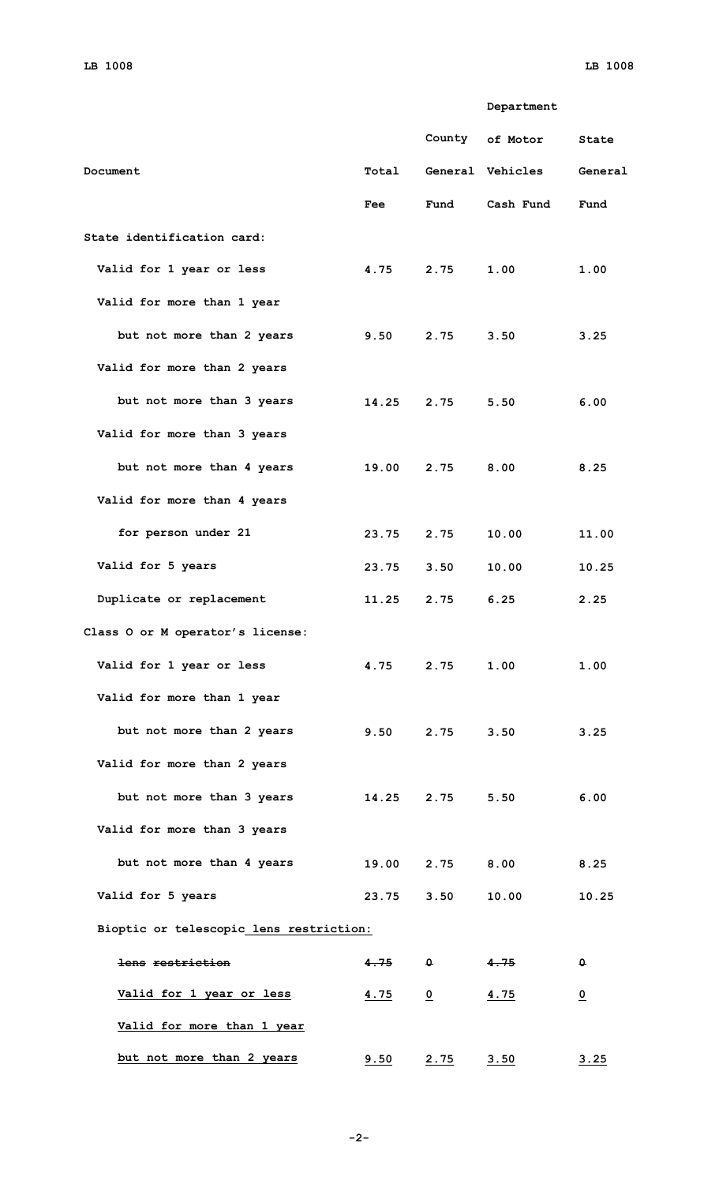| Document | Total Fee | County General Fund | Department of Motor Vehicles Cash Fund | State General Fund |
|---|---|---|---|---|
| State identification card: | | | | |
| Valid for 1 year or less | 4.75 | 2.75 | 1.00 | 1.00 |
| Valid for more than 1 year but not more than 2 years | 9.50 | 2.75 | 3.50 | 3.25 |
| Valid for more than 2 years but not more than 3 years | 14.25 | 2.75 | 5.50 | 6.00 |
| Valid for more than 3 years but not more than 4 years | 19.00 | 2.75 | 8.00 | 8.25 |
| Valid for more than 4 years for person under 21 | 23.75 | 2.75 | 10.00 | 11.00 |
| Valid for 5 years | 23.75 | 3.50 | 10.00 | 10.25 |
| Duplicate or replacement | 11.25 | 2.75 | 6.25 | 2.25 |
| Class O or M operator's license: | | | | |
| Valid for 1 year or less | 4.75 | 2.75 | 1.00 | 1.00 |
| Valid for more than 1 year but not more than 2 years | 9.50 | 2.75 | 3.50 | 3.25 |
| Valid for more than 2 years but not more than 3 years | 14.25 | 2.75 | 5.50 | 6.00 |
| Valid for more than 3 years but not more than 4 years | 19.00 | 2.75 | 8.00 | 8.25 |
| Valid for 5 years | 23.75 | 3.50 | 10.00 | 10.25 |
| Bioptic or telescopic lens restriction: | | | | |
| ~~lens restriction~~ | ~~4.75~~ | ~~0~~ | ~~4.75~~ | ~~0~~ |
| Valid for 1 year or less | 4.75 | 0 | 4.75 | 0 |
| Valid for more than 1 year but not more than 2 years | 9.50 | 2.75 | 3.50 | 3.25 |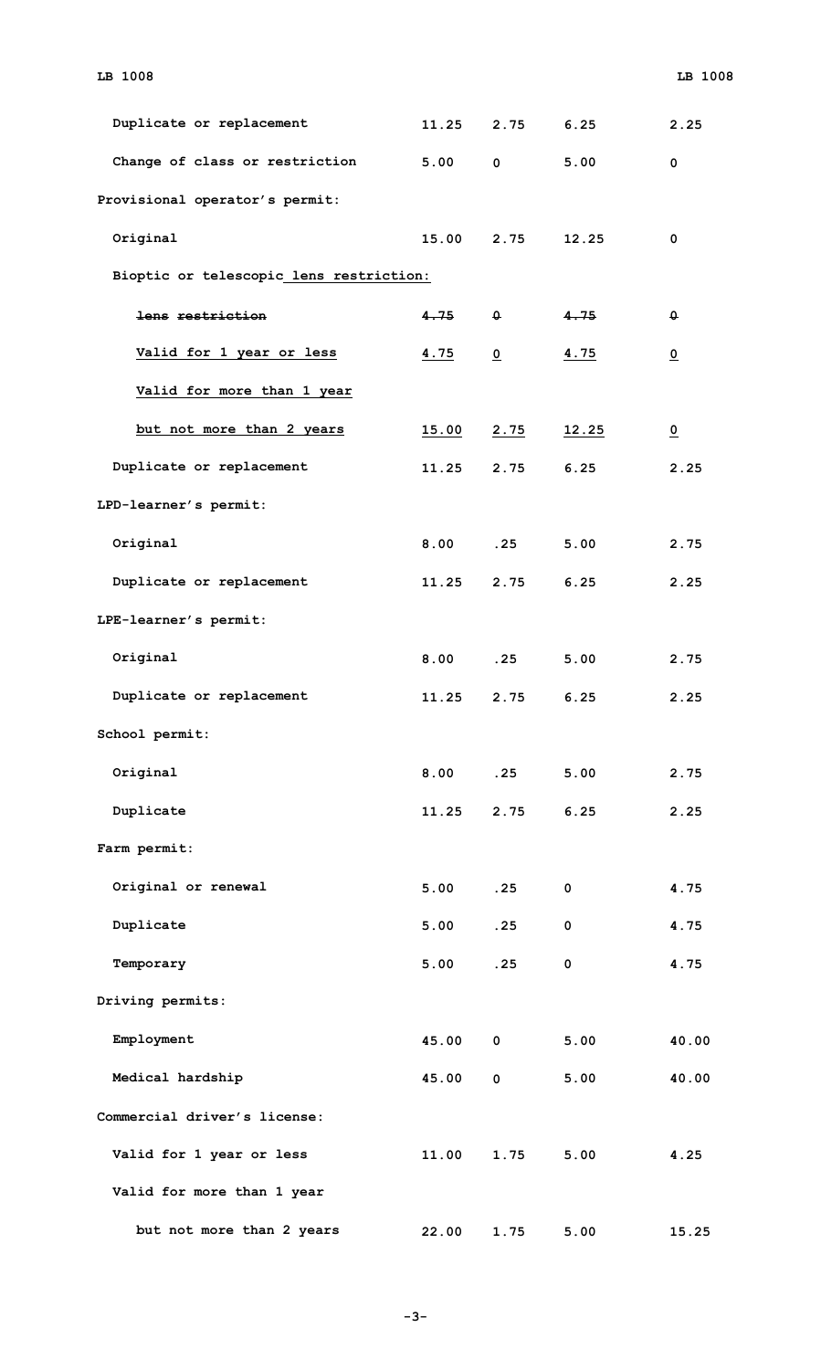| | | | | |
|---|---|---|---|---|
| Duplicate or replacement | 11.25 | 2.75 | 6.25 | 2.25 |
| Change of class or restriction | 5.00 | 0 | 5.00 | 0 |
| Provisional operator's permit: | | | | |
| Original | 15.00 | 2.75 | 12.25 | 0 |
| Bioptic or telescopic <u>lens restriction:</u> | | | | |
| ~~lens restriction~~ | ~~4.75~~ | ~~0~~ | ~~4.75~~ | ~~0~~ |
| <u>Valid for 1 year or less</u> | <u>4.75</u> | <u>0</u> | <u>4.75</u> | <u>0</u> |
| <u>Valid for more than 1 year</u> | | | | |
| <u>but not more than 2 years</u> | <u>15.00</u> | <u>2.75</u> | <u>12.25</u> | <u>0</u> |
| Duplicate or replacement | 11.25 | 2.75 | 6.25 | 2.25 |
| LPD-learner's permit: | | | | |
| Original | 8.00 | .25 | 5.00 | 2.75 |
| Duplicate or replacement | 11.25 | 2.75 | 6.25 | 2.25 |
| LPE-learner's permit: | | | | |
| Original | 8.00 | .25 | 5.00 | 2.75 |
| Duplicate or replacement | 11.25 | 2.75 | 6.25 | 2.25 |
| School permit: | | | | |
| Original | 8.00 | .25 | 5.00 | 2.75 |
| Duplicate | 11.25 | 2.75 | 6.25 | 2.25 |
| Farm permit: | | | | |
| Original or renewal | 5.00 | .25 | 0 | 4.75 |
| Duplicate | 5.00 | .25 | 0 | 4.75 |
| Temporary | 5.00 | .25 | 0 | 4.75 |
| Driving permits: | | | | |
| Employment | 45.00 | 0 | 5.00 | 40.00 |
| Medical hardship | 45.00 | 0 | 5.00 | 40.00 |
| Commercial driver's license: | | | | |
| Valid for 1 year or less | 11.00 | 1.75 | 5.00 | 4.25 |
| Valid for more than 1 year | | | | |
| but not more than 2 years | 22.00 | 1.75 | 5.00 | 15.25 |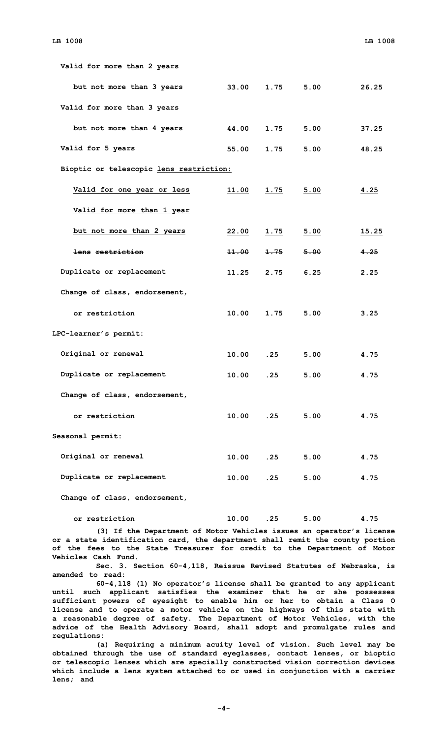| | | | | |
|---|---|---|---|---|
| Valid for more than 2 years | | | | |
| but not more than 3 years | 33.00 | 1.75 | 5.00 | 26.25 |
| Valid for more than 3 years | | | | |
| but not more than 4 years | 44.00 | 1.75 | 5.00 | 37.25 |
| Valid for 5 years | 55.00 | 1.75 | 5.00 | 48.25 |
| Bioptic or telescopic lens restriction: | | | | |
| Valid for one year or less | 11.00 | 1.75 | 5.00 | 4.25 |
| Valid for more than 1 year | | | | |
| but not more than 2 years | 22.00 | 1.75 | 5.00 | 15.25 |
| ~~lens restriction~~ | ~~11.00~~ | ~~1.75~~ | ~~5.00~~ | ~~4.25~~ |
| Duplicate or replacement | 11.25 | 2.75 | 6.25 | 2.25 |
| Change of class, endorsement, | | | | |
| or restriction | 10.00 | 1.75 | 5.00 | 3.25 |
| LPC-learner's permit: | | | | |
| Original or renewal | 10.00 | .25 | 5.00 | 4.75 |
| Duplicate or replacement | 10.00 | .25 | 5.00 | 4.75 |
| Change of class, endorsement, | | | | |
| or restriction | 10.00 | .25 | 5.00 | 4.75 |
| Seasonal permit: | | | | |
| Original or renewal | 10.00 | .25 | 5.00 | 4.75 |
| Duplicate or replacement | 10.00 | .25 | 5.00 | 4.75 |
| Change of class, endorsement, | | | | |
| or restriction | 10.00 | .25 | 5.00 | 4.75 |

(3) If the Department of Motor Vehicles issues an operator's license or a state identification card, the department shall remit the county portion of the fees to the State Treasurer for credit to the Department of Motor Vehicles Cash Fund.

Sec. 3. Section 60-4,118, Reissue Revised Statutes of Nebraska, is amended to read:

60-4,118 (1) No operator's license shall be granted to any applicant until such applicant satisfies the examiner that he or she possesses sufficient powers of eyesight to enable him or her to obtain a Class O license and to operate a motor vehicle on the highways of this state with a reasonable degree of safety. The Department of Motor Vehicles, with the advice of the Health Advisory Board, shall adopt and promulgate rules and regulations:

(a) Requiring a minimum acuity level of vision. Such level may be obtained through the use of standard eyeglasses, contact lenses, or bioptic or telescopic lenses which are specially constructed vision correction devices which include a lens system attached to or used in conjunction with a carrier lens; and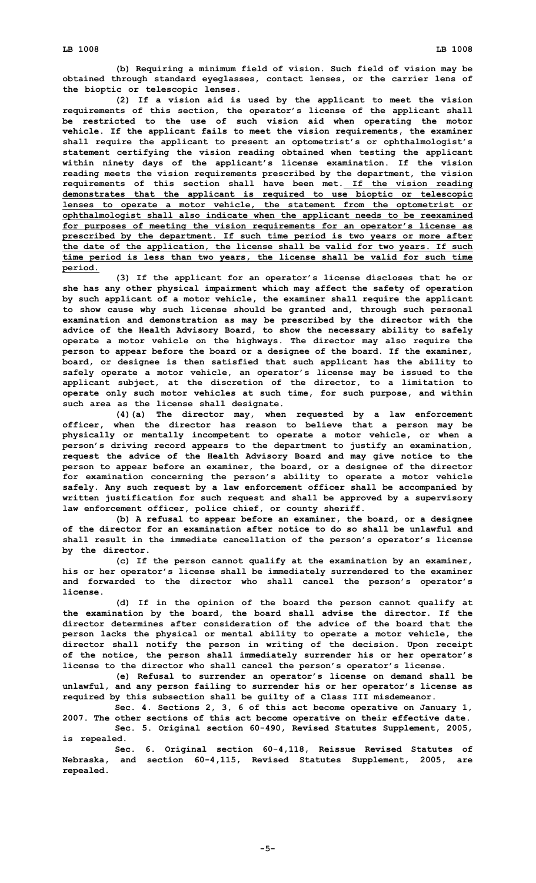(b) Requiring a minimum field of vision. Such field of vision may be obtained through standard eyeglasses, contact lenses, or the carrier lens of the bioptic or telescopic lenses.

(2) If a vision aid is used by the applicant to meet the vision requirements of this section, the operator's license of the applicant shall be restricted to the use of such vision aid when operating the motor vehicle. If the applicant fails to meet the vision requirements, the examiner shall require the applicant to present an optometrist's or ophthalmologist's statement certifying the vision reading obtained when testing the applicant within ninety days of the applicant's license examination. If the vision reading meets the vision requirements prescribed by the department, the vision requirements of this section shall have been met. If the vision reading demonstrates that the applicant is required to use bioptic or telescopic lenses to operate a motor vehicle, the statement from the optometrist or ophthalmologist shall also indicate when the applicant needs to be reexamined for purposes of meeting the vision requirements for an operator's license as prescribed by the department. If such time period is two years or more after the date of the application, the license shall be valid for two years. If such time period is less than two years, the license shall be valid for such time period.

(3) If the applicant for an operator's license discloses that he or she has any other physical impairment which may affect the safety of operation by such applicant of a motor vehicle, the examiner shall require the applicant to show cause why such license should be granted and, through such personal examination and demonstration as may be prescribed by the director with the advice of the Health Advisory Board, to show the necessary ability to safely operate a motor vehicle on the highways. The director may also require the person to appear before the board or a designee of the board. If the examiner, board, or designee is then satisfied that such applicant has the ability to safely operate a motor vehicle, an operator's license may be issued to the applicant subject, at the discretion of the director, to a limitation to operate only such motor vehicles at such time, for such purpose, and within such area as the license shall designate.

(4)(a) The director may, when requested by a law enforcement officer, when the director has reason to believe that a person may be physically or mentally incompetent to operate a motor vehicle, or when a person's driving record appears to the department to justify an examination, request the advice of the Health Advisory Board and may give notice to the person to appear before an examiner, the board, or a designee of the director for examination concerning the person's ability to operate a motor vehicle safely. Any such request by a law enforcement officer shall be accompanied by written justification for such request and shall be approved by a supervisory law enforcement officer, police chief, or county sheriff.

(b) A refusal to appear before an examiner, the board, or a designee of the director for an examination after notice to do so shall be unlawful and shall result in the immediate cancellation of the person's operator's license by the director.

(c) If the person cannot qualify at the examination by an examiner, his or her operator's license shall be immediately surrendered to the examiner and forwarded to the director who shall cancel the person's operator's license.

(d) If in the opinion of the board the person cannot qualify at the examination by the board, the board shall advise the director. If the director determines after consideration of the advice of the board that the person lacks the physical or mental ability to operate a motor vehicle, the director shall notify the person in writing of the decision. Upon receipt of the notice, the person shall immediately surrender his or her operator's license to the director who shall cancel the person's operator's license.

(e) Refusal to surrender an operator's license on demand shall be unlawful, and any person failing to surrender his or her operator's license as required by this subsection shall be guilty of a Class III misdemeanor.

Sec. 4. Sections 2, 3, 6 of this act become operative on January 1, 2007. The other sections of this act become operative on their effective date.

Sec. 5. Original section 60-490, Revised Statutes Supplement, 2005, is repealed.

Sec. 6. Original section 60-4,118, Reissue Revised Statutes of Nebraska, and section 60-4,115, Revised Statutes Supplement, 2005, are repealed.